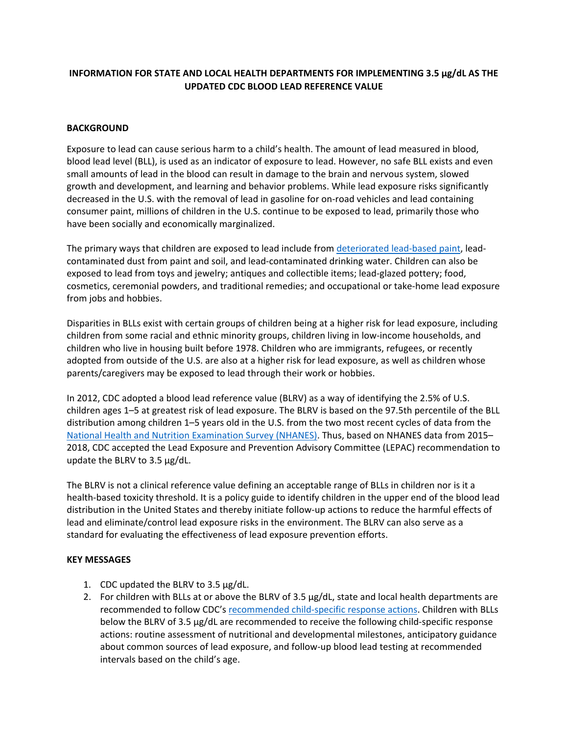# INFORMATION FOR STATE AND LOCAL HEALTH DEPARTMENTS FOR IMPLEMENTING 3.5 µg/dL AS THE UPDATED CDC BLOOD LEAD REFERENCE VALUE

## BACKGROUND

Exposure to lead can cause serious harm to a child's health. The amount of lead measured in blood, blood lead level (BLL), is used as an indicator of exposure to lead. However, no safe BLL exists and even small amounts of lead in the blood can result in damage to the brain and nervous system, slowed growth and development, and learning and behavior problems. While lead exposure risks significantly decreased in the U.S. with the removal of lead in gasoline for on-road vehicles and lead containing consumer paint, millions of children in the U.S. continue to be exposed to lead, primarily those who have been socially and economically marginalized.

The primary ways that children are exposed to lead include from deteriorated lead-based paint, lead-contaminated dust from paint and soil, and lead-contaminated drinking water. Children can also be exposed to lead from toys and jewelry; antiques and collectible items; lead-glazed pottery; food, cosmetics, ceremonial powders, and traditional remedies; and occupational or take-home lead exposure from jobs and hobbies.

Disparities in BLLs exist with certain groups of children being at a higher risk for lead exposure, including children from some racial and ethnic minority groups, children living in low-income households, and children who live in housing built before 1978. Children who are immigrants, refugees, or recently adopted from outside of the U.S. are also at a higher risk for lead exposure, as well as children whose parents/caregivers may be exposed to lead through their work or hobbies.

In 2012, CDC adopted a blood lead reference value (BLRV) as a way of identifying the 2.5% of U.S. children ages 1–5 at greatest risk of lead exposure. The BLRV is based on the 97.5th percentile of the BLL distribution among children 1–5 years old in the U.S. from the two most recent cycles of data from the National Health and Nutrition Examination Survey (NHANES). Thus, based on NHANES data from 2015–2018, CDC accepted the Lead Exposure and Prevention Advisory Committee (LEPAC) recommendation to update the BLRV to 3.5 µg/dL.

The BLRV is not a clinical reference value defining an acceptable range of BLLs in children nor is it a health-based toxicity threshold. It is a policy guide to identify children in the upper end of the blood lead distribution in the United States and thereby initiate follow-up actions to reduce the harmful effects of lead and eliminate/control lead exposure risks in the environment. The BLRV can also serve as a standard for evaluating the effectiveness of lead exposure prevention efforts.

## KEY MESSAGES

1. CDC updated the BLRV to 3.5 µg/dL.
2. For children with BLLs at or above the BLRV of 3.5 µg/dL, state and local health departments are recommended to follow CDC's recommended child-specific response actions. Children with BLLs below the BLRV of 3.5 µg/dL are recommended to receive the following child-specific response actions: routine assessment of nutritional and developmental milestones, anticipatory guidance about common sources of lead exposure, and follow-up blood lead testing at recommended intervals based on the child's age.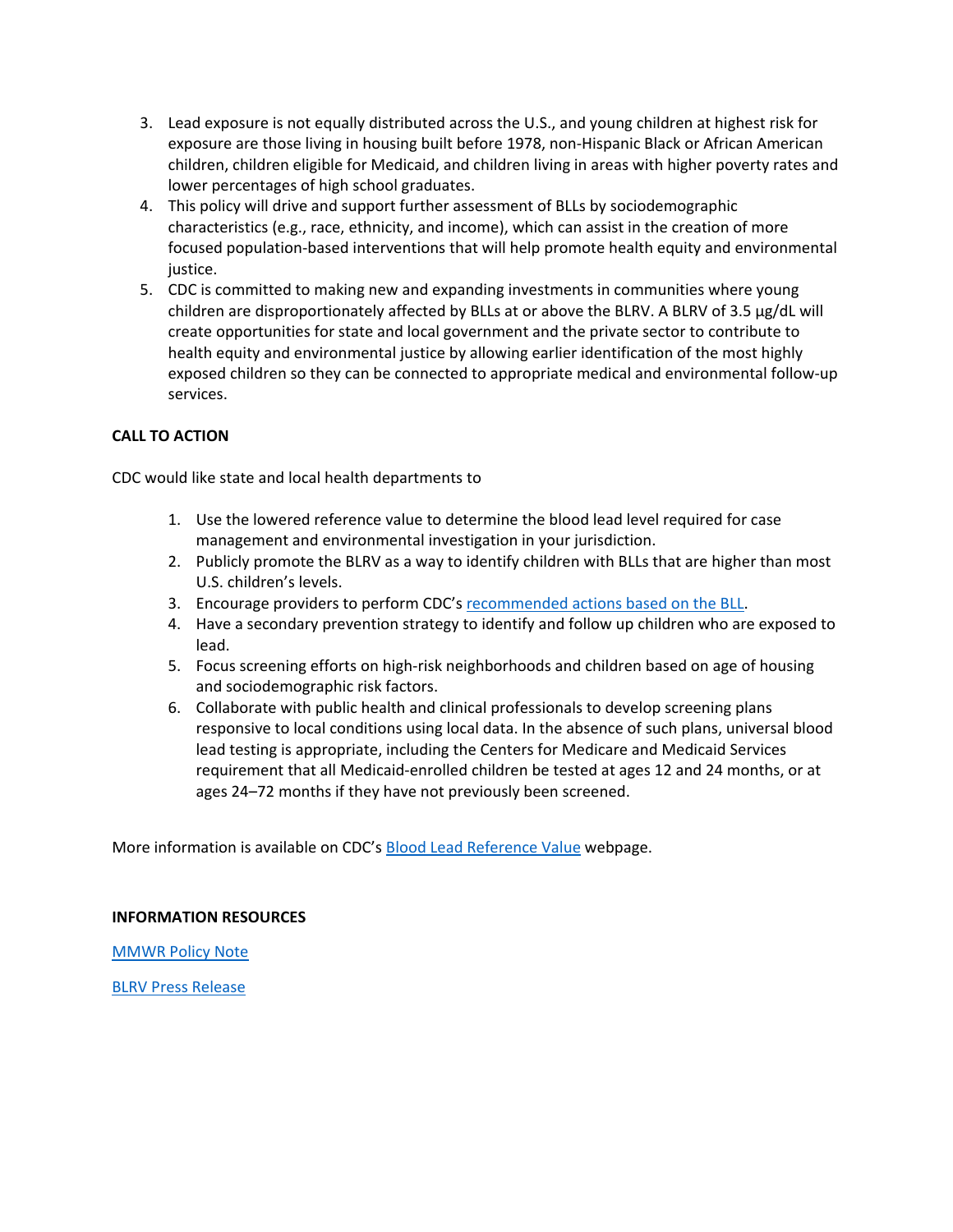3. Lead exposure is not equally distributed across the U.S., and young children at highest risk for exposure are those living in housing built before 1978, non-Hispanic Black or African American children, children eligible for Medicaid, and children living in areas with higher poverty rates and lower percentages of high school graduates.
4. This policy will drive and support further assessment of BLLs by sociodemographic characteristics (e.g., race, ethnicity, and income), which can assist in the creation of more focused population-based interventions that will help promote health equity and environmental justice.
5. CDC is committed to making new and expanding investments in communities where young children are disproportionately affected by BLLs at or above the BLRV. A BLRV of 3.5 µg/dL will create opportunities for state and local government and the private sector to contribute to health equity and environmental justice by allowing earlier identification of the most highly exposed children so they can be connected to appropriate medical and environmental follow-up services.

**CALL TO ACTION**

CDC would like state and local health departments to

1. Use the lowered reference value to determine the blood lead level required for case management and environmental investigation in your jurisdiction.
2. Publicly promote the BLRV as a way to identify children with BLLs that are higher than most U.S. children's levels.
3. Encourage providers to perform CDC's recommended actions based on the BLL.
4. Have a secondary prevention strategy to identify and follow up children who are exposed to lead.
5. Focus screening efforts on high-risk neighborhoods and children based on age of housing and sociodemographic risk factors.
6. Collaborate with public health and clinical professionals to develop screening plans responsive to local conditions using local data. In the absence of such plans, universal blood lead testing is appropriate, including the Centers for Medicare and Medicaid Services requirement that all Medicaid-enrolled children be tested at ages 12 and 24 months, or at ages 24–72 months if they have not previously been screened.

More information is available on CDC's Blood Lead Reference Value webpage.

**INFORMATION RESOURCES**

MMWR Policy Note

BLRV Press Release